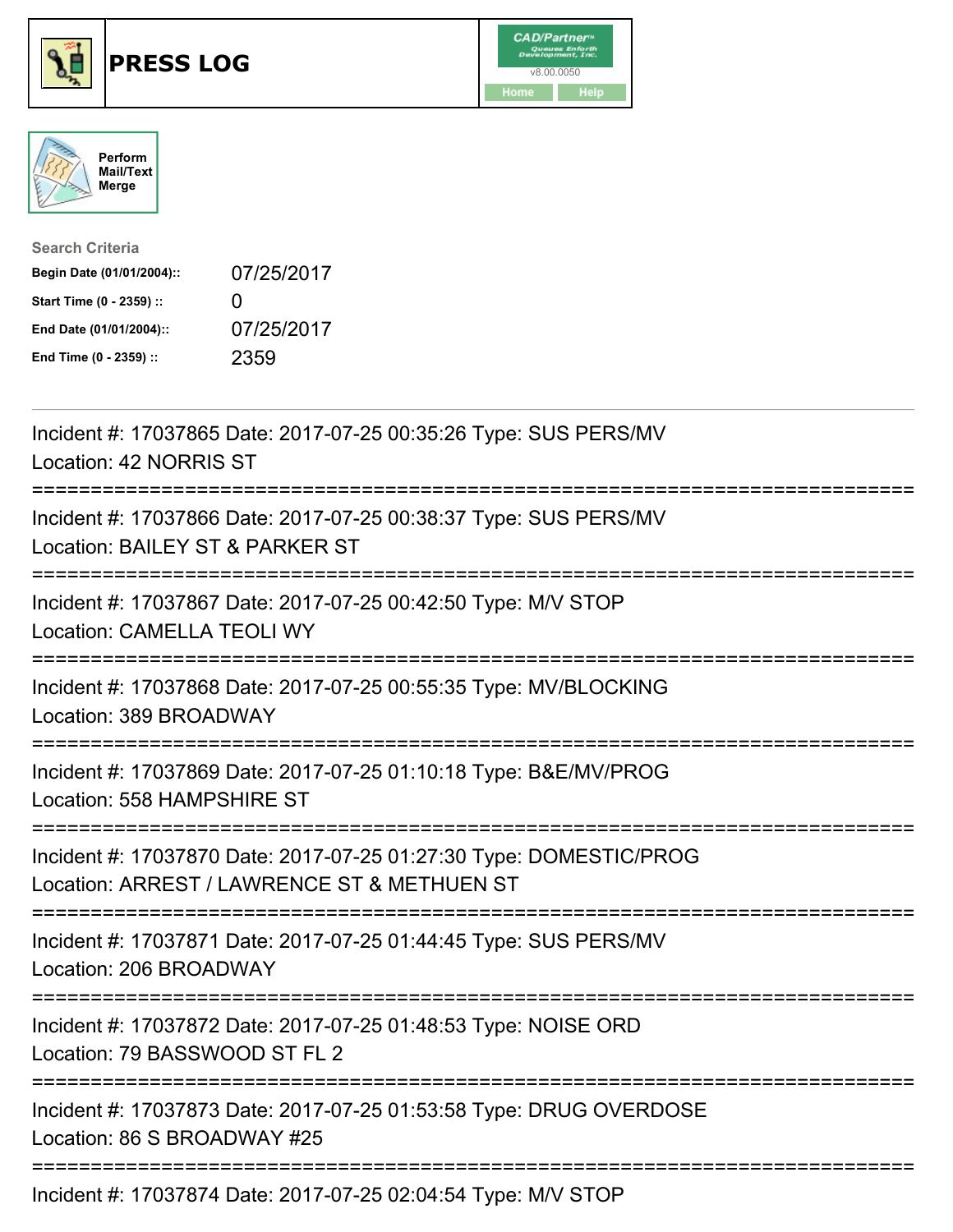# PRESS LOG

Perform Mail/Text Merge

**Search Criteria**

| | |
|---|---|
| **Begin Date (01/01/2004)::** | 07/25/2017 |
| **Start Time (0 - 2359) ::** | 0 |
| **End Date (01/01/2004)::** | 07/25/2017 |
| **End Time (0 - 2359) ::** | 2359 |

---

Incident #: 17037865 Date: 2017-07-25 00:35:26 Type: SUS PERS/MV
Location: 42 NORRIS ST

===========================================================================

Incident #: 17037866 Date: 2017-07-25 00:38:37 Type: SUS PERS/MV
Location: BAILEY ST & PARKER ST

===========================================================================

Incident #: 17037867 Date: 2017-07-25 00:42:50 Type: M/V STOP
Location: CAMELLA TEOLI WY

===========================================================================

Incident #: 17037868 Date: 2017-07-25 00:55:35 Type: MV/BLOCKING
Location: 389 BROADWAY

===========================================================================

Incident #: 17037869 Date: 2017-07-25 01:10:18 Type: B&E/MV/PROG
Location: 558 HAMPSHIRE ST

===========================================================================

Incident #: 17037870 Date: 2017-07-25 01:27:30 Type: DOMESTIC/PROG
Location: ARREST / LAWRENCE ST & METHUEN ST

===========================================================================

Incident #: 17037871 Date: 2017-07-25 01:44:45 Type: SUS PERS/MV
Location: 206 BROADWAY

===========================================================================

Incident #: 17037872 Date: 2017-07-25 01:48:53 Type: NOISE ORD
Location: 79 BASSWOOD ST FL 2

===========================================================================

Incident #: 17037873 Date: 2017-07-25 01:53:58 Type: DRUG OVERDOSE
Location: 86 S BROADWAY #25

===========================================================================

Incident #: 17037874 Date: 2017-07-25 02:04:54 Type: M/V STOP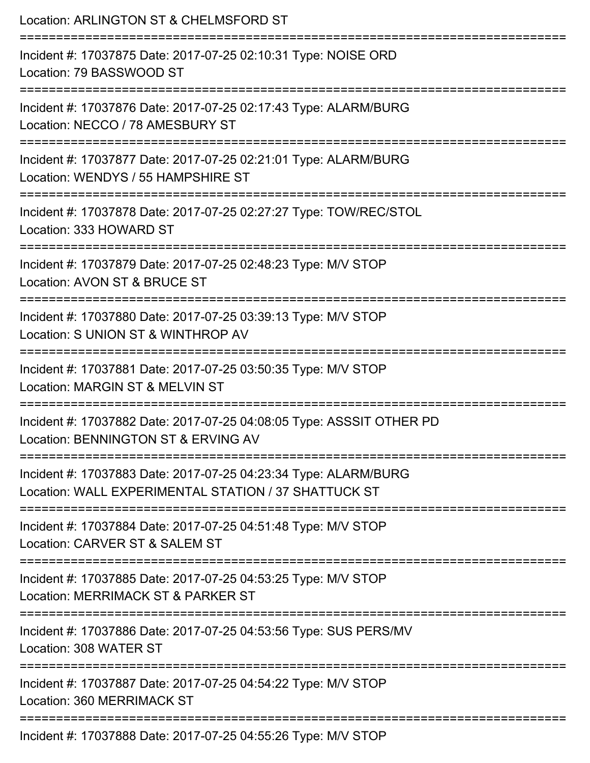Location: ARLINGTON ST & CHELMSFORD ST

===========================================================================

Incident #: 17037875 Date: 2017-07-25 02:10:31 Type: NOISE ORD
Location: 79 BASSWOOD ST

===========================================================================

Incident #: 17037876 Date: 2017-07-25 02:17:43 Type: ALARM/BURG
Location: NECCO / 78 AMESBURY ST

===========================================================================

Incident #: 17037877 Date: 2017-07-25 02:21:01 Type: ALARM/BURG
Location: WENDYS / 55 HAMPSHIRE ST

===========================================================================

Incident #: 17037878 Date: 2017-07-25 02:27:27 Type: TOW/REC/STOL
Location: 333 HOWARD ST

===========================================================================

Incident #: 17037879 Date: 2017-07-25 02:48:23 Type: M/V STOP
Location: AVON ST & BRUCE ST

===========================================================================

Incident #: 17037880 Date: 2017-07-25 03:39:13 Type: M/V STOP
Location: S UNION ST & WINTHROP AV

===========================================================================

Incident #: 17037881 Date: 2017-07-25 03:50:35 Type: M/V STOP
Location: MARGIN ST & MELVIN ST

===========================================================================

Incident #: 17037882 Date: 2017-07-25 04:08:05 Type: ASSSIT OTHER PD
Location: BENNINGTON ST & ERVING AV

===========================================================================

Incident #: 17037883 Date: 2017-07-25 04:23:34 Type: ALARM/BURG
Location: WALL EXPERIMENTAL STATION / 37 SHATTUCK ST

===========================================================================

Incident #: 17037884 Date: 2017-07-25 04:51:48 Type: M/V STOP
Location: CARVER ST & SALEM ST

===========================================================================

Incident #: 17037885 Date: 2017-07-25 04:53:25 Type: M/V STOP
Location: MERRIMACK ST & PARKER ST

===========================================================================

Incident #: 17037886 Date: 2017-07-25 04:53:56 Type: SUS PERS/MV
Location: 308 WATER ST

===========================================================================

Incident #: 17037887 Date: 2017-07-25 04:54:22 Type: M/V STOP
Location: 360 MERRIMACK ST

===========================================================================

Incident #: 17037888 Date: 2017-07-25 04:55:26 Type: M/V STOP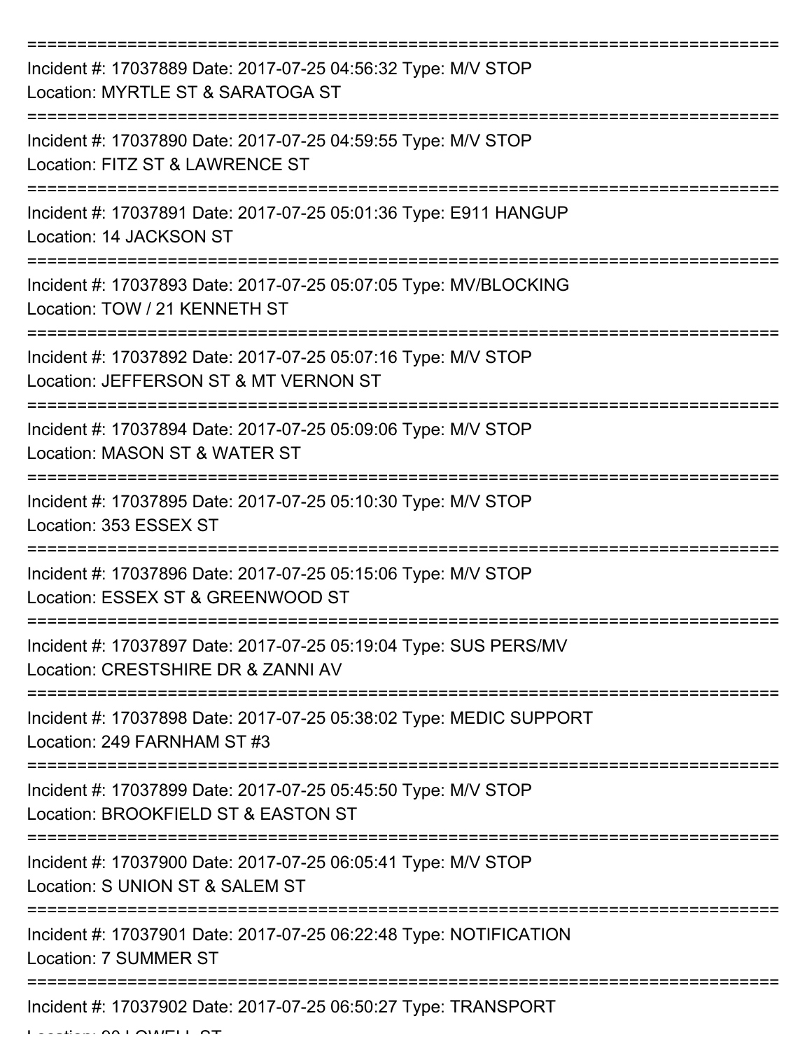Incident #: 17037889 Date: 2017-07-25 04:56:32 Type: M/V STOP
Location: MYRTLE ST & SARATOGA ST

Incident #: 17037890 Date: 2017-07-25 04:59:55 Type: M/V STOP
Location: FITZ ST & LAWRENCE ST

Incident #: 17037891 Date: 2017-07-25 05:01:36 Type: E911 HANGUP
Location: 14 JACKSON ST

Incident #: 17037893 Date: 2017-07-25 05:07:05 Type: MV/BLOCKING
Location: TOW / 21 KENNETH ST

Incident #: 17037892 Date: 2017-07-25 05:07:16 Type: M/V STOP
Location: JEFFERSON ST & MT VERNON ST

Incident #: 17037894 Date: 2017-07-25 05:09:06 Type: M/V STOP
Location: MASON ST & WATER ST

Incident #: 17037895 Date: 2017-07-25 05:10:30 Type: M/V STOP
Location: 353 ESSEX ST

Incident #: 17037896 Date: 2017-07-25 05:15:06 Type: M/V STOP
Location: ESSEX ST & GREENWOOD ST

Incident #: 17037897 Date: 2017-07-25 05:19:04 Type: SUS PERS/MV
Location: CRESTSHIRE DR & ZANNI AV

Incident #: 17037898 Date: 2017-07-25 05:38:02 Type: MEDIC SUPPORT
Location: 249 FARNHAM ST #3

Incident #: 17037899 Date: 2017-07-25 05:45:50 Type: M/V STOP
Location: BROOKFIELD ST & EASTON ST

Incident #: 17037900 Date: 2017-07-25 06:05:41 Type: M/V STOP
Location: S UNION ST & SALEM ST

Incident #: 17037901 Date: 2017-07-25 06:22:48 Type: NOTIFICATION
Location: 7 SUMMER ST

Incident #: 17037902 Date: 2017-07-25 06:50:27 Type: TRANSPORT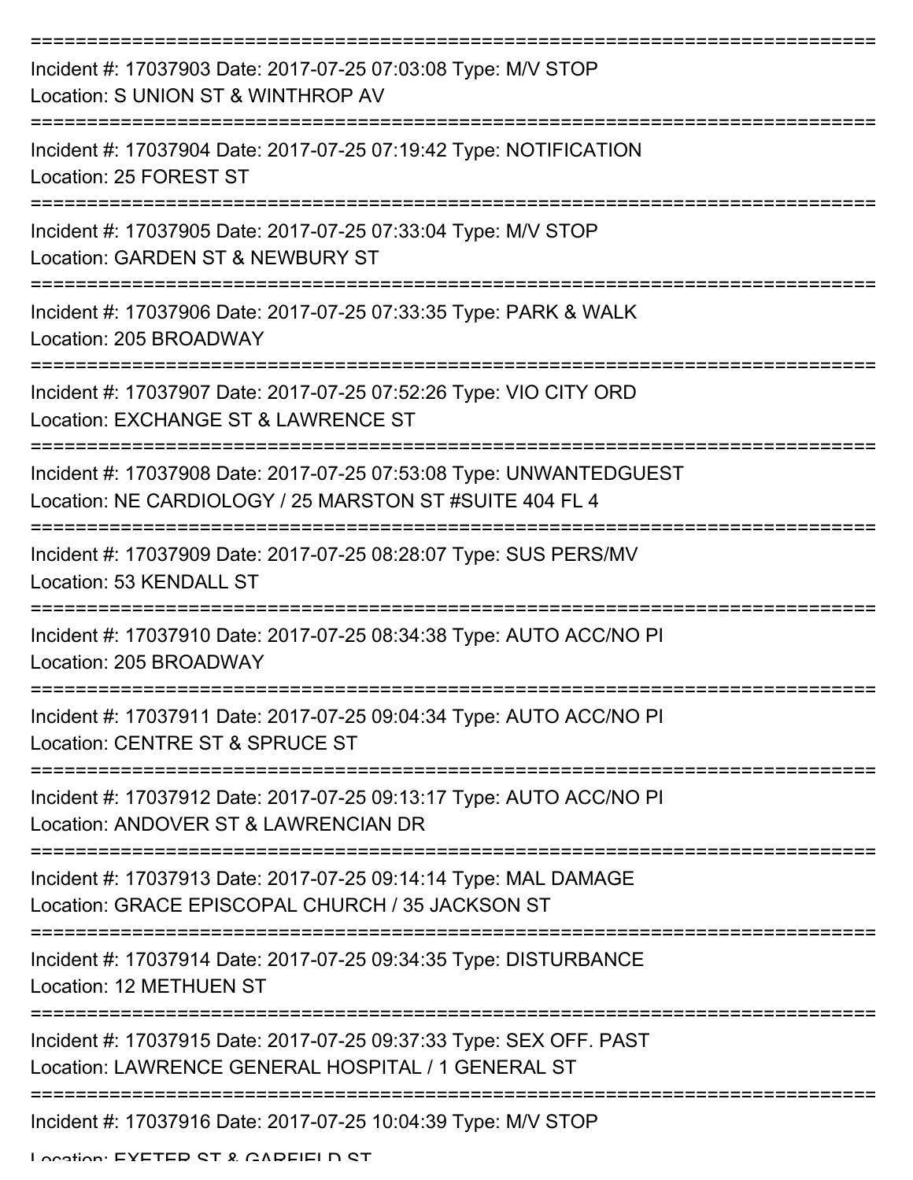===========================================================================

Incident #: 17037903 Date: 2017-07-25 07:03:08 Type: M/V STOP
Location: S UNION ST & WINTHROP AV

===========================================================================

Incident #: 17037904 Date: 2017-07-25 07:19:42 Type: NOTIFICATION
Location: 25 FOREST ST

===========================================================================

Incident #: 17037905 Date: 2017-07-25 07:33:04 Type: M/V STOP
Location: GARDEN ST & NEWBURY ST

===========================================================================

Incident #: 17037906 Date: 2017-07-25 07:33:35 Type: PARK & WALK
Location: 205 BROADWAY

===========================================================================

Incident #: 17037907 Date: 2017-07-25 07:52:26 Type: VIO CITY ORD
Location: EXCHANGE ST & LAWRENCE ST

===========================================================================

Incident #: 17037908 Date: 2017-07-25 07:53:08 Type: UNWANTEDGUEST
Location: NE CARDIOLOGY / 25 MARSTON ST #SUITE 404 FL 4

===========================================================================

Incident #: 17037909 Date: 2017-07-25 08:28:07 Type: SUS PERS/MV
Location: 53 KENDALL ST

===========================================================================

Incident #: 17037910 Date: 2017-07-25 08:34:38 Type: AUTO ACC/NO PI
Location: 205 BROADWAY

===========================================================================

Incident #: 17037911 Date: 2017-07-25 09:04:34 Type: AUTO ACC/NO PI
Location: CENTRE ST & SPRUCE ST

===========================================================================

Incident #: 17037912 Date: 2017-07-25 09:13:17 Type: AUTO ACC/NO PI
Location: ANDOVER ST & LAWRENCIAN DR

===========================================================================

Incident #: 17037913 Date: 2017-07-25 09:14:14 Type: MAL DAMAGE
Location: GRACE EPISCOPAL CHURCH / 35 JACKSON ST

===========================================================================

Incident #: 17037914 Date: 2017-07-25 09:34:35 Type: DISTURBANCE
Location: 12 METHUEN ST

===========================================================================

Incident #: 17037915 Date: 2017-07-25 09:37:33 Type: SEX OFF. PAST
Location: LAWRENCE GENERAL HOSPITAL / 1 GENERAL ST

===========================================================================

Incident #: 17037916 Date: 2017-07-25 10:04:39 Type: M/V STOP
Location: EXETER ST & GARFIELD ST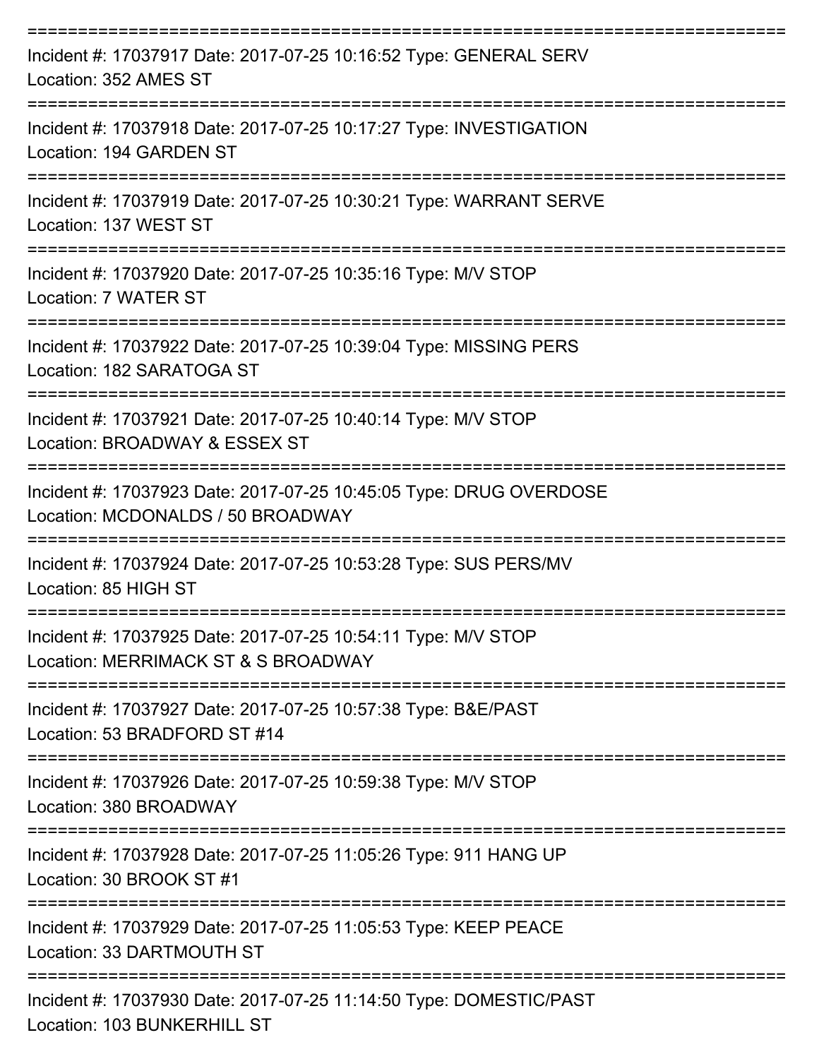===========================================================================

Incident #: 17037917 Date: 2017-07-25 10:16:52 Type: GENERAL SERV
Location: 352 AMES ST

===========================================================================

Incident #: 17037918 Date: 2017-07-25 10:17:27 Type: INVESTIGATION
Location: 194 GARDEN ST

===========================================================================

Incident #: 17037919 Date: 2017-07-25 10:30:21 Type: WARRANT SERVE
Location: 137 WEST ST

===========================================================================

Incident #: 17037920 Date: 2017-07-25 10:35:16 Type: M/V STOP
Location: 7 WATER ST

===========================================================================

Incident #: 17037922 Date: 2017-07-25 10:39:04 Type: MISSING PERS
Location: 182 SARATOGA ST

===========================================================================

Incident #: 17037921 Date: 2017-07-25 10:40:14 Type: M/V STOP
Location: BROADWAY & ESSEX ST

===========================================================================

Incident #: 17037923 Date: 2017-07-25 10:45:05 Type: DRUG OVERDOSE
Location: MCDONALDS / 50 BROADWAY

===========================================================================

Incident #: 17037924 Date: 2017-07-25 10:53:28 Type: SUS PERS/MV
Location: 85 HIGH ST

===========================================================================

Incident #: 17037925 Date: 2017-07-25 10:54:11 Type: M/V STOP
Location: MERRIMACK ST & S BROADWAY

===========================================================================

Incident #: 17037927 Date: 2017-07-25 10:57:38 Type: B&E/PAST
Location: 53 BRADFORD ST #14

===========================================================================

Incident #: 17037926 Date: 2017-07-25 10:59:38 Type: M/V STOP
Location: 380 BROADWAY

===========================================================================

Incident #: 17037928 Date: 2017-07-25 11:05:26 Type: 911 HANG UP
Location: 30 BROOK ST #1

===========================================================================

Incident #: 17037929 Date: 2017-07-25 11:05:53 Type: KEEP PEACE
Location: 33 DARTMOUTH ST

===========================================================================

Incident #: 17037930 Date: 2017-07-25 11:14:50 Type: DOMESTIC/PAST
Location: 103 BUNKERHILL ST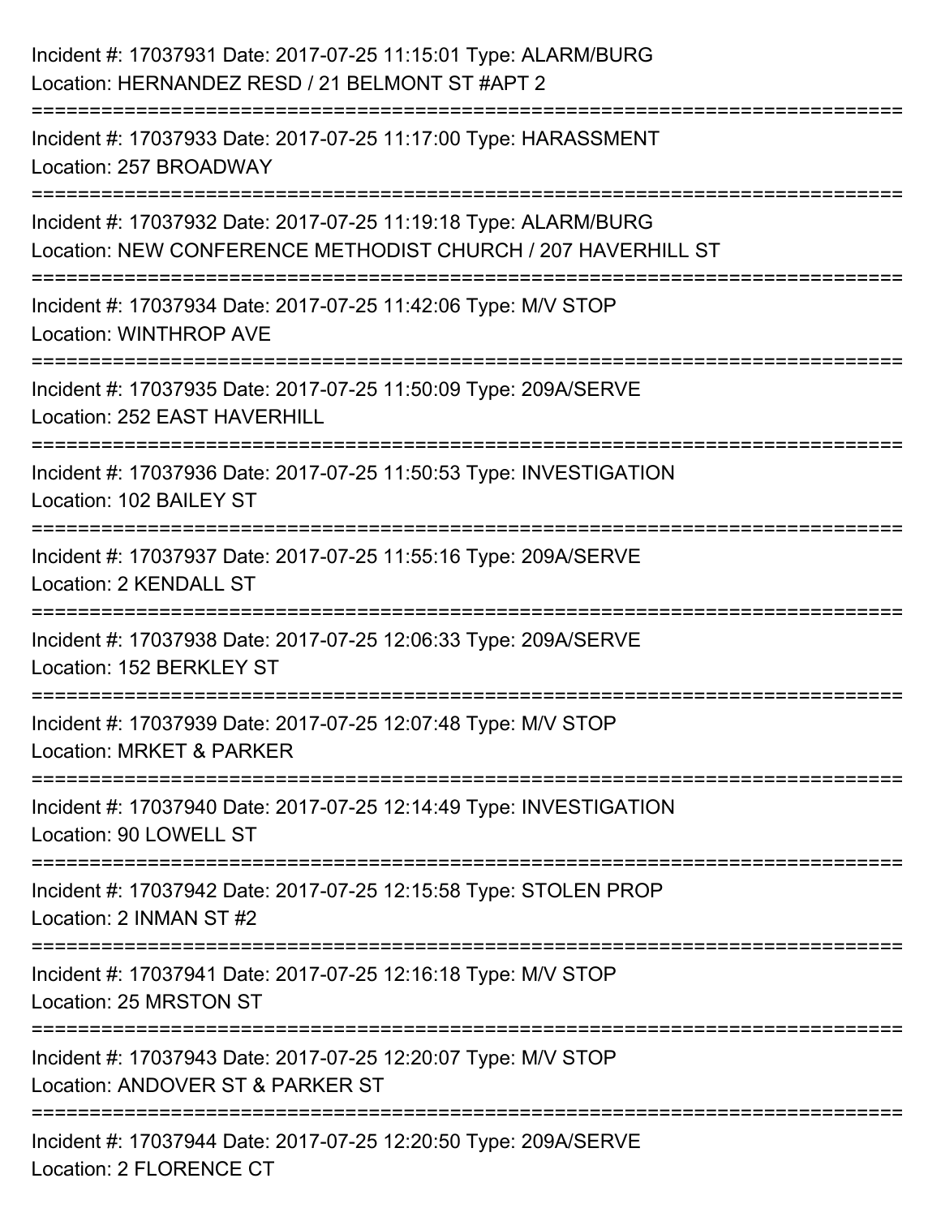Incident #: 17037931 Date: 2017-07-25 11:15:01 Type: ALARM/BURG
Location: HERNANDEZ RESD / 21 BELMONT ST #APT 2

===========================================================================

Incident #: 17037933 Date: 2017-07-25 11:17:00 Type: HARASSMENT
Location: 257 BROADWAY

===========================================================================

Incident #: 17037932 Date: 2017-07-25 11:19:18 Type: ALARM/BURG
Location: NEW CONFERENCE METHODIST CHURCH / 207 HAVERHILL ST

===========================================================================

Incident #: 17037934 Date: 2017-07-25 11:42:06 Type: M/V STOP
Location: WINTHROP AVE

===========================================================================

Incident #: 17037935 Date: 2017-07-25 11:50:09 Type: 209A/SERVE
Location: 252 EAST HAVERHILL

===========================================================================

Incident #: 17037936 Date: 2017-07-25 11:50:53 Type: INVESTIGATION
Location: 102 BAILEY ST

===========================================================================

Incident #: 17037937 Date: 2017-07-25 11:55:16 Type: 209A/SERVE
Location: 2 KENDALL ST

===========================================================================

Incident #: 17037938 Date: 2017-07-25 12:06:33 Type: 209A/SERVE
Location: 152 BERKLEY ST

===========================================================================

Incident #: 17037939 Date: 2017-07-25 12:07:48 Type: M/V STOP
Location: MRKET & PARKER

===========================================================================

Incident #: 17037940 Date: 2017-07-25 12:14:49 Type: INVESTIGATION
Location: 90 LOWELL ST

===========================================================================

Incident #: 17037942 Date: 2017-07-25 12:15:58 Type: STOLEN PROP
Location: 2 INMAN ST #2

===========================================================================

Incident #: 17037941 Date: 2017-07-25 12:16:18 Type: M/V STOP
Location: 25 MRSTON ST

===========================================================================

Incident #: 17037943 Date: 2017-07-25 12:20:07 Type: M/V STOP
Location: ANDOVER ST & PARKER ST

===========================================================================

Incident #: 17037944 Date: 2017-07-25 12:20:50 Type: 209A/SERVE
Location: 2 FLORENCE CT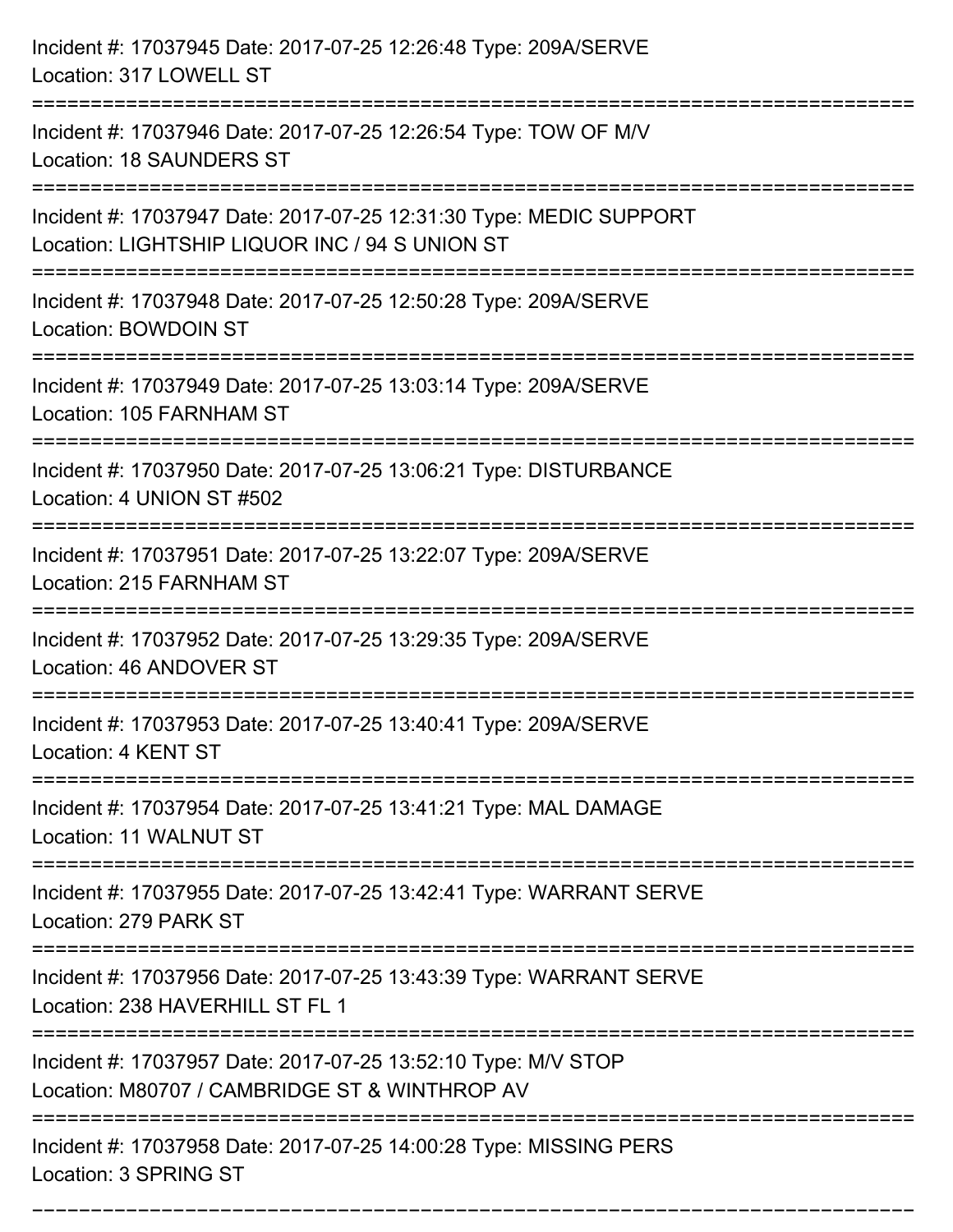Incident #: 17037945 Date: 2017-07-25 12:26:48 Type: 209A/SERVE
Location: 317 LOWELL ST

===========================================================================

Incident #: 17037946 Date: 2017-07-25 12:26:54 Type: TOW OF M/V
Location: 18 SAUNDERS ST

===========================================================================

Incident #: 17037947 Date: 2017-07-25 12:31:30 Type: MEDIC SUPPORT
Location: LIGHTSHIP LIQUOR INC / 94 S UNION ST

===========================================================================

Incident #: 17037948 Date: 2017-07-25 12:50:28 Type: 209A/SERVE
Location: BOWDOIN ST

===========================================================================

Incident #: 17037949 Date: 2017-07-25 13:03:14 Type: 209A/SERVE
Location: 105 FARNHAM ST

===========================================================================

Incident #: 17037950 Date: 2017-07-25 13:06:21 Type: DISTURBANCE
Location: 4 UNION ST #502

===========================================================================

Incident #: 17037951 Date: 2017-07-25 13:22:07 Type: 209A/SERVE
Location: 215 FARNHAM ST

===========================================================================

Incident #: 17037952 Date: 2017-07-25 13:29:35 Type: 209A/SERVE
Location: 46 ANDOVER ST

===========================================================================

Incident #: 17037953 Date: 2017-07-25 13:40:41 Type: 209A/SERVE
Location: 4 KENT ST

===========================================================================

Incident #: 17037954 Date: 2017-07-25 13:41:21 Type: MAL DAMAGE
Location: 11 WALNUT ST

===========================================================================

Incident #: 17037955 Date: 2017-07-25 13:42:41 Type: WARRANT SERVE
Location: 279 PARK ST

===========================================================================

Incident #: 17037956 Date: 2017-07-25 13:43:39 Type: WARRANT SERVE
Location: 238 HAVERHILL ST FL 1

===========================================================================

Incident #: 17037957 Date: 2017-07-25 13:52:10 Type: M/V STOP
Location: M80707 / CAMBRIDGE ST & WINTHROP AV

===========================================================================

Incident #: 17037958 Date: 2017-07-25 14:00:28 Type: MISSING PERS
Location: 3 SPRING ST

===========================================================================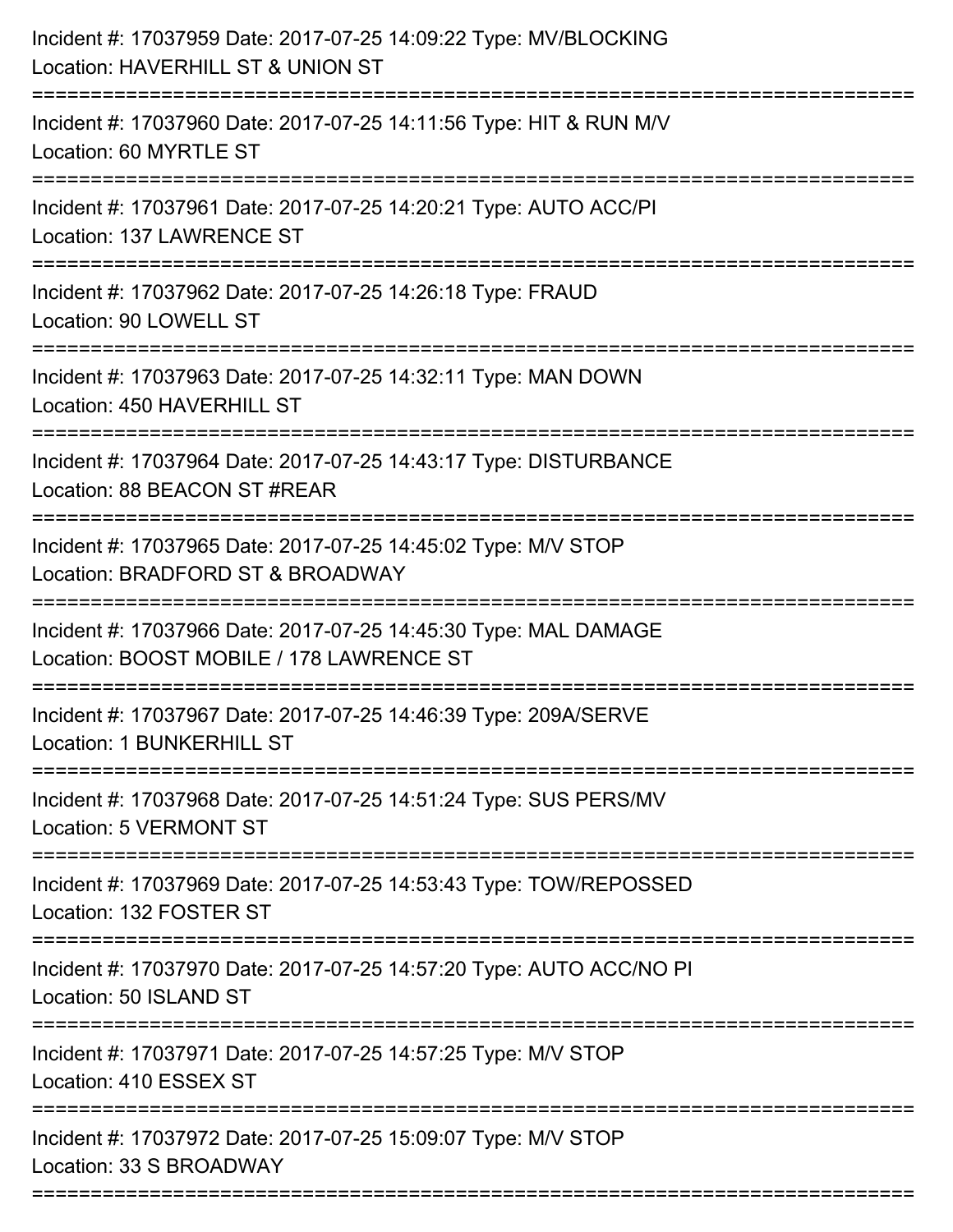Incident #: 17037959 Date: 2017-07-25 14:09:22 Type: MV/BLOCKING
Location: HAVERHILL ST & UNION ST

===========================================================================

Incident #: 17037960 Date: 2017-07-25 14:11:56 Type: HIT & RUN M/V
Location: 60 MYRTLE ST

===========================================================================

Incident #: 17037961 Date: 2017-07-25 14:20:21 Type: AUTO ACC/PI
Location: 137 LAWRENCE ST

===========================================================================

Incident #: 17037962 Date: 2017-07-25 14:26:18 Type: FRAUD
Location: 90 LOWELL ST

===========================================================================

Incident #: 17037963 Date: 2017-07-25 14:32:11 Type: MAN DOWN
Location: 450 HAVERHILL ST

===========================================================================

Incident #: 17037964 Date: 2017-07-25 14:43:17 Type: DISTURBANCE
Location: 88 BEACON ST #REAR

===========================================================================

Incident #: 17037965 Date: 2017-07-25 14:45:02 Type: M/V STOP
Location: BRADFORD ST & BROADWAY

===========================================================================

Incident #: 17037966 Date: 2017-07-25 14:45:30 Type: MAL DAMAGE
Location: BOOST MOBILE / 178 LAWRENCE ST

===========================================================================

Incident #: 17037967 Date: 2017-07-25 14:46:39 Type: 209A/SERVE
Location: 1 BUNKERHILL ST

===========================================================================

Incident #: 17037968 Date: 2017-07-25 14:51:24 Type: SUS PERS/MV
Location: 5 VERMONT ST

===========================================================================

Incident #: 17037969 Date: 2017-07-25 14:53:43 Type: TOW/REPOSSED
Location: 132 FOSTER ST

===========================================================================

Incident #: 17037970 Date: 2017-07-25 14:57:20 Type: AUTO ACC/NO PI
Location: 50 ISLAND ST

===========================================================================

Incident #: 17037971 Date: 2017-07-25 14:57:25 Type: M/V STOP
Location: 410 ESSEX ST

===========================================================================

Incident #: 17037972 Date: 2017-07-25 15:09:07 Type: M/V STOP
Location: 33 S BROADWAY

===========================================================================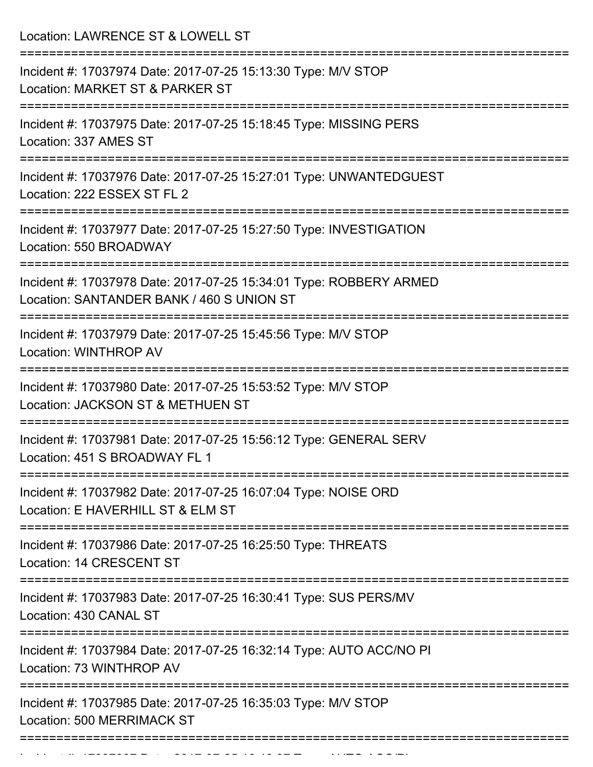Location: LAWRENCE ST & LOWELL ST

===========================================================================

Incident #: 17037974 Date: 2017-07-25 15:13:30 Type: M/V STOP
Location: MARKET ST & PARKER ST

===========================================================================

Incident #: 17037975 Date: 2017-07-25 15:18:45 Type: MISSING PERS
Location: 337 AMES ST

===========================================================================

Incident #: 17037976 Date: 2017-07-25 15:27:01 Type: UNWANTEDGUEST
Location: 222 ESSEX ST FL 2

===========================================================================

Incident #: 17037977 Date: 2017-07-25 15:27:50 Type: INVESTIGATION
Location: 550 BROADWAY

===========================================================================

Incident #: 17037978 Date: 2017-07-25 15:34:01 Type: ROBBERY ARMED
Location: SANTANDER BANK / 460 S UNION ST

===========================================================================

Incident #: 17037979 Date: 2017-07-25 15:45:56 Type: M/V STOP
Location: WINTHROP AV

===========================================================================

Incident #: 17037980 Date: 2017-07-25 15:53:52 Type: M/V STOP
Location: JACKSON ST & METHUEN ST

===========================================================================

Incident #: 17037981 Date: 2017-07-25 15:56:12 Type: GENERAL SERV
Location: 451 S BROADWAY FL 1

===========================================================================

Incident #: 17037982 Date: 2017-07-25 16:07:04 Type: NOISE ORD
Location: E HAVERHILL ST & ELM ST

===========================================================================

Incident #: 17037986 Date: 2017-07-25 16:25:50 Type: THREATS
Location: 14 CRESCENT ST

===========================================================================

Incident #: 17037983 Date: 2017-07-25 16:30:41 Type: SUS PERS/MV
Location: 430 CANAL ST

===========================================================================

Incident #: 17037984 Date: 2017-07-25 16:32:14 Type: AUTO ACC/NO PI
Location: 73 WINTHROP AV

===========================================================================

Incident #: 17037985 Date: 2017-07-25 16:35:03 Type: M/V STOP
Location: 500 MERRIMACK ST

===========================================================================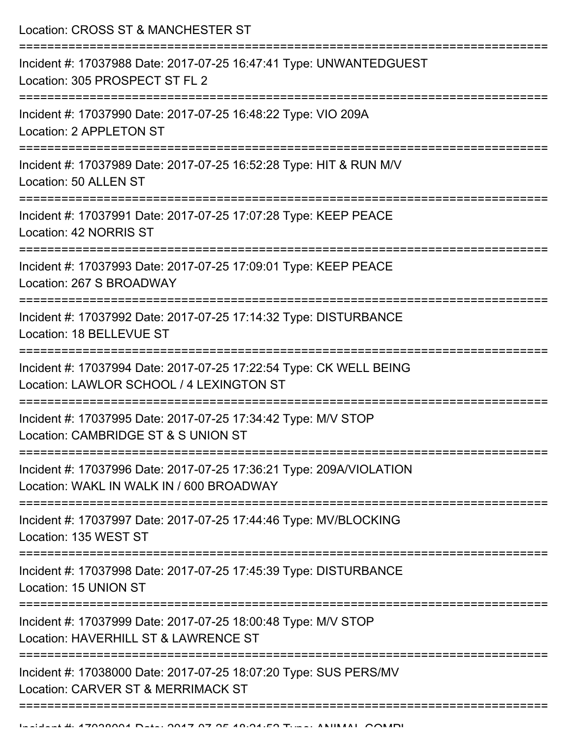Location: CROSS ST & MANCHESTER ST

===========================================================================

Incident #: 17037988 Date: 2017-07-25 16:47:41 Type: UNWANTEDGUEST
Location: 305 PROSPECT ST FL 2

===========================================================================

Incident #: 17037990 Date: 2017-07-25 16:48:22 Type: VIO 209A
Location: 2 APPLETON ST

===========================================================================

Incident #: 17037989 Date: 2017-07-25 16:52:28 Type: HIT & RUN M/V
Location: 50 ALLEN ST

===========================================================================

Incident #: 17037991 Date: 2017-07-25 17:07:28 Type: KEEP PEACE
Location: 42 NORRIS ST

===========================================================================

Incident #: 17037993 Date: 2017-07-25 17:09:01 Type: KEEP PEACE
Location: 267 S BROADWAY

===========================================================================

Incident #: 17037992 Date: 2017-07-25 17:14:32 Type: DISTURBANCE
Location: 18 BELLEVUE ST

===========================================================================

Incident #: 17037994 Date: 2017-07-25 17:22:54 Type: CK WELL BEING
Location: LAWLOR SCHOOL / 4 LEXINGTON ST

===========================================================================

Incident #: 17037995 Date: 2017-07-25 17:34:42 Type: M/V STOP
Location: CAMBRIDGE ST & S UNION ST

===========================================================================

Incident #: 17037996 Date: 2017-07-25 17:36:21 Type: 209A/VIOLATION
Location: WAKL IN WALK IN / 600 BROADWAY

===========================================================================

Incident #: 17037997 Date: 2017-07-25 17:44:46 Type: MV/BLOCKING
Location: 135 WEST ST

===========================================================================

Incident #: 17037998 Date: 2017-07-25 17:45:39 Type: DISTURBANCE
Location: 15 UNION ST

===========================================================================

Incident #: 17037999 Date: 2017-07-25 18:00:48 Type: M/V STOP
Location: HAVERHILL ST & LAWRENCE ST

===========================================================================

Incident #: 17038000 Date: 2017-07-25 18:07:20 Type: SUS PERS/MV
Location: CARVER ST & MERRIMACK ST

===========================================================================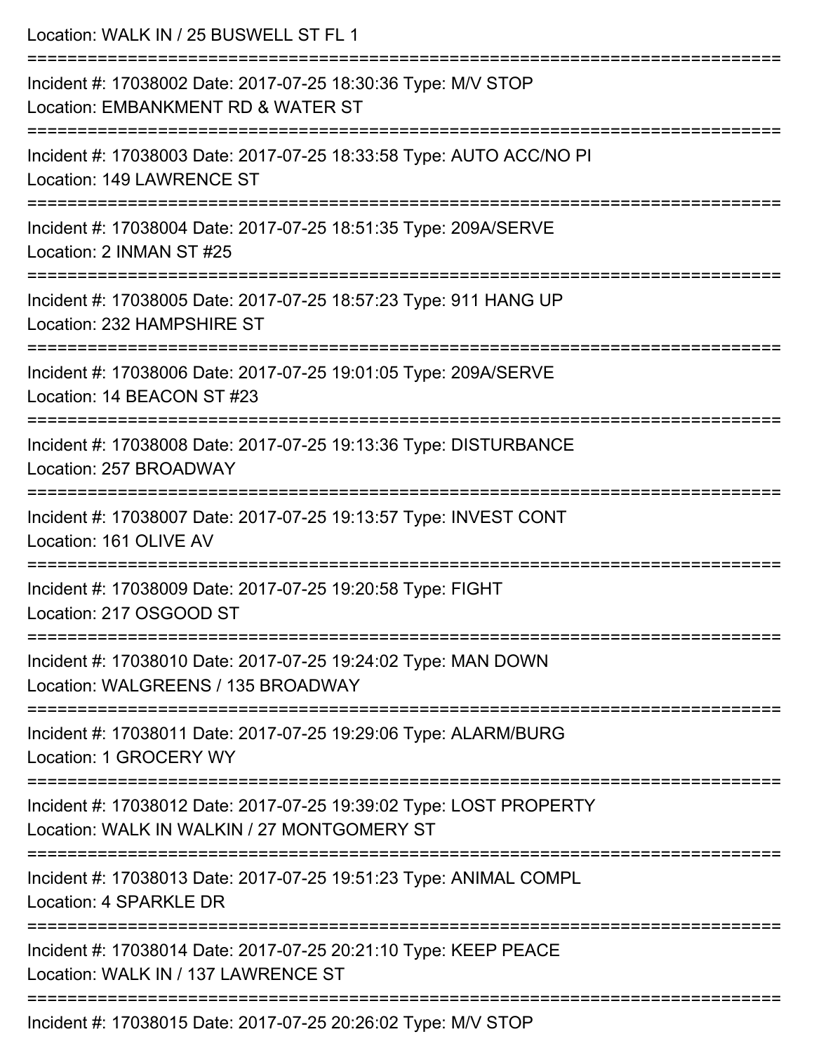Location: WALK IN / 25 BUSWELL ST FL 1

===========================================================================

Incident #: 17038002 Date: 2017-07-25 18:30:36 Type: M/V STOP
Location: EMBANKMENT RD & WATER ST

===========================================================================

Incident #: 17038003 Date: 2017-07-25 18:33:58 Type: AUTO ACC/NO PI
Location: 149 LAWRENCE ST

===========================================================================

Incident #: 17038004 Date: 2017-07-25 18:51:35 Type: 209A/SERVE
Location: 2 INMAN ST #25

===========================================================================

Incident #: 17038005 Date: 2017-07-25 18:57:23 Type: 911 HANG UP
Location: 232 HAMPSHIRE ST

===========================================================================

Incident #: 17038006 Date: 2017-07-25 19:01:05 Type: 209A/SERVE
Location: 14 BEACON ST #23

===========================================================================

Incident #: 17038008 Date: 2017-07-25 19:13:36 Type: DISTURBANCE
Location: 257 BROADWAY

===========================================================================

Incident #: 17038007 Date: 2017-07-25 19:13:57 Type: INVEST CONT
Location: 161 OLIVE AV

===========================================================================

Incident #: 17038009 Date: 2017-07-25 19:20:58 Type: FIGHT
Location: 217 OSGOOD ST

===========================================================================

Incident #: 17038010 Date: 2017-07-25 19:24:02 Type: MAN DOWN
Location: WALGREENS / 135 BROADWAY

===========================================================================

Incident #: 17038011 Date: 2017-07-25 19:29:06 Type: ALARM/BURG
Location: 1 GROCERY WY

===========================================================================

Incident #: 17038012 Date: 2017-07-25 19:39:02 Type: LOST PROPERTY
Location: WALK IN WALKIN / 27 MONTGOMERY ST

===========================================================================

Incident #: 17038013 Date: 2017-07-25 19:51:23 Type: ANIMAL COMPL
Location: 4 SPARKLE DR

===========================================================================

Incident #: 17038014 Date: 2017-07-25 20:21:10 Type: KEEP PEACE
Location: WALK IN / 137 LAWRENCE ST

===========================================================================

Incident #: 17038015 Date: 2017-07-25 20:26:02 Type: M/V STOP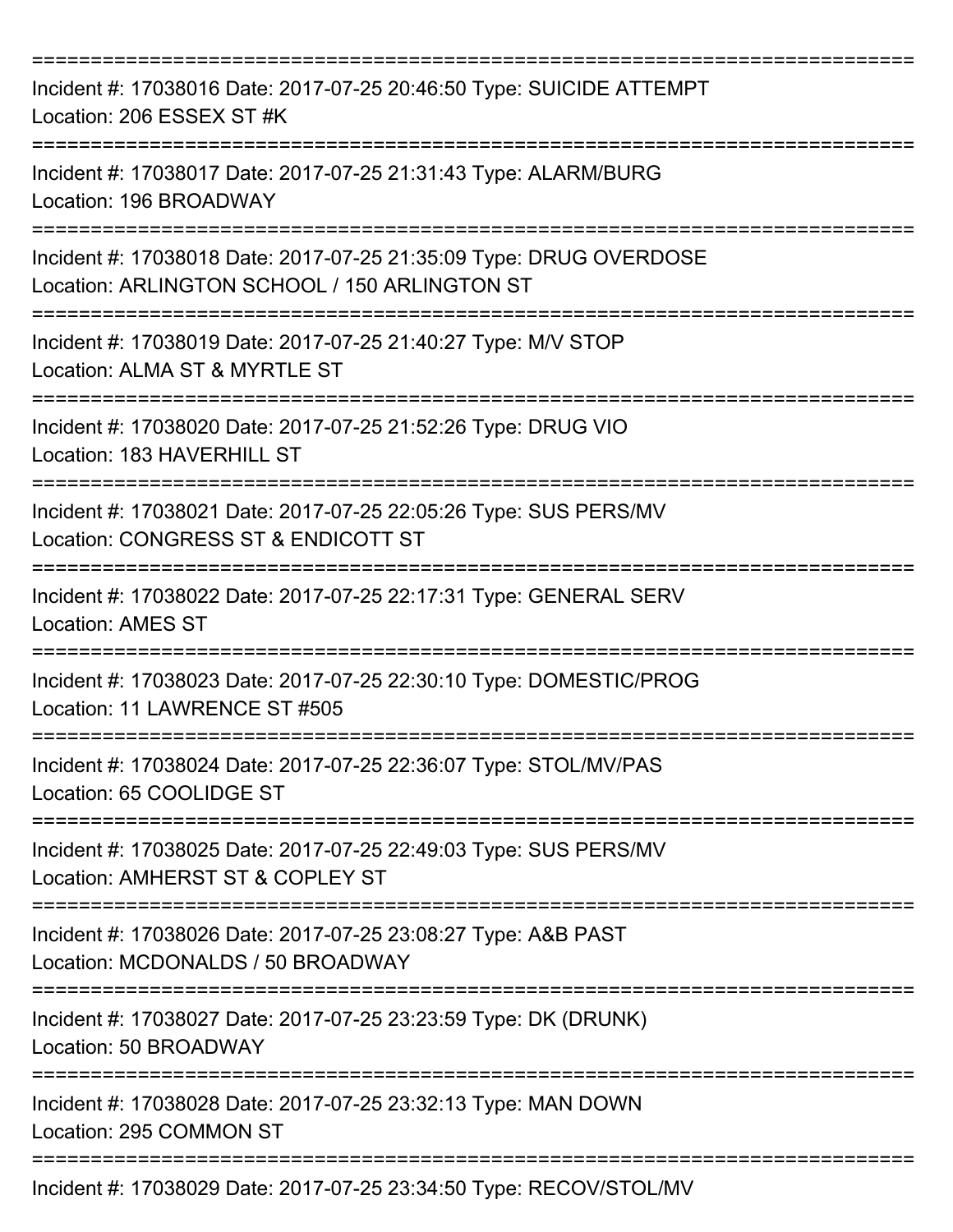===========================================================================

Incident #: 17038016 Date: 2017-07-25 20:46:50 Type: SUICIDE ATTEMPT
Location: 206 ESSEX ST #K

===========================================================================

Incident #: 17038017 Date: 2017-07-25 21:31:43 Type: ALARM/BURG
Location: 196 BROADWAY

===========================================================================

Incident #: 17038018 Date: 2017-07-25 21:35:09 Type: DRUG OVERDOSE
Location: ARLINGTON SCHOOL / 150 ARLINGTON ST

===========================================================================

Incident #: 17038019 Date: 2017-07-25 21:40:27 Type: M/V STOP
Location: ALMA ST & MYRTLE ST

===========================================================================

Incident #: 17038020 Date: 2017-07-25 21:52:26 Type: DRUG VIO
Location: 183 HAVERHILL ST

===========================================================================

Incident #: 17038021 Date: 2017-07-25 22:05:26 Type: SUS PERS/MV
Location: CONGRESS ST & ENDICOTT ST

===========================================================================

Incident #: 17038022 Date: 2017-07-25 22:17:31 Type: GENERAL SERV
Location: AMES ST

===========================================================================

Incident #: 17038023 Date: 2017-07-25 22:30:10 Type: DOMESTIC/PROG
Location: 11 LAWRENCE ST #505

===========================================================================

Incident #: 17038024 Date: 2017-07-25 22:36:07 Type: STOL/MV/PAS
Location: 65 COOLIDGE ST

===========================================================================

Incident #: 17038025 Date: 2017-07-25 22:49:03 Type: SUS PERS/MV
Location: AMHERST ST & COPLEY ST

===========================================================================

Incident #: 17038026 Date: 2017-07-25 23:08:27 Type: A&B PAST
Location: MCDONALDS / 50 BROADWAY

===========================================================================

Incident #: 17038027 Date: 2017-07-25 23:23:59 Type: DK (DRUNK)
Location: 50 BROADWAY

===========================================================================

Incident #: 17038028 Date: 2017-07-25 23:32:13 Type: MAN DOWN
Location: 295 COMMON ST

===========================================================================

Incident #: 17038029 Date: 2017-07-25 23:34:50 Type: RECOV/STOL/MV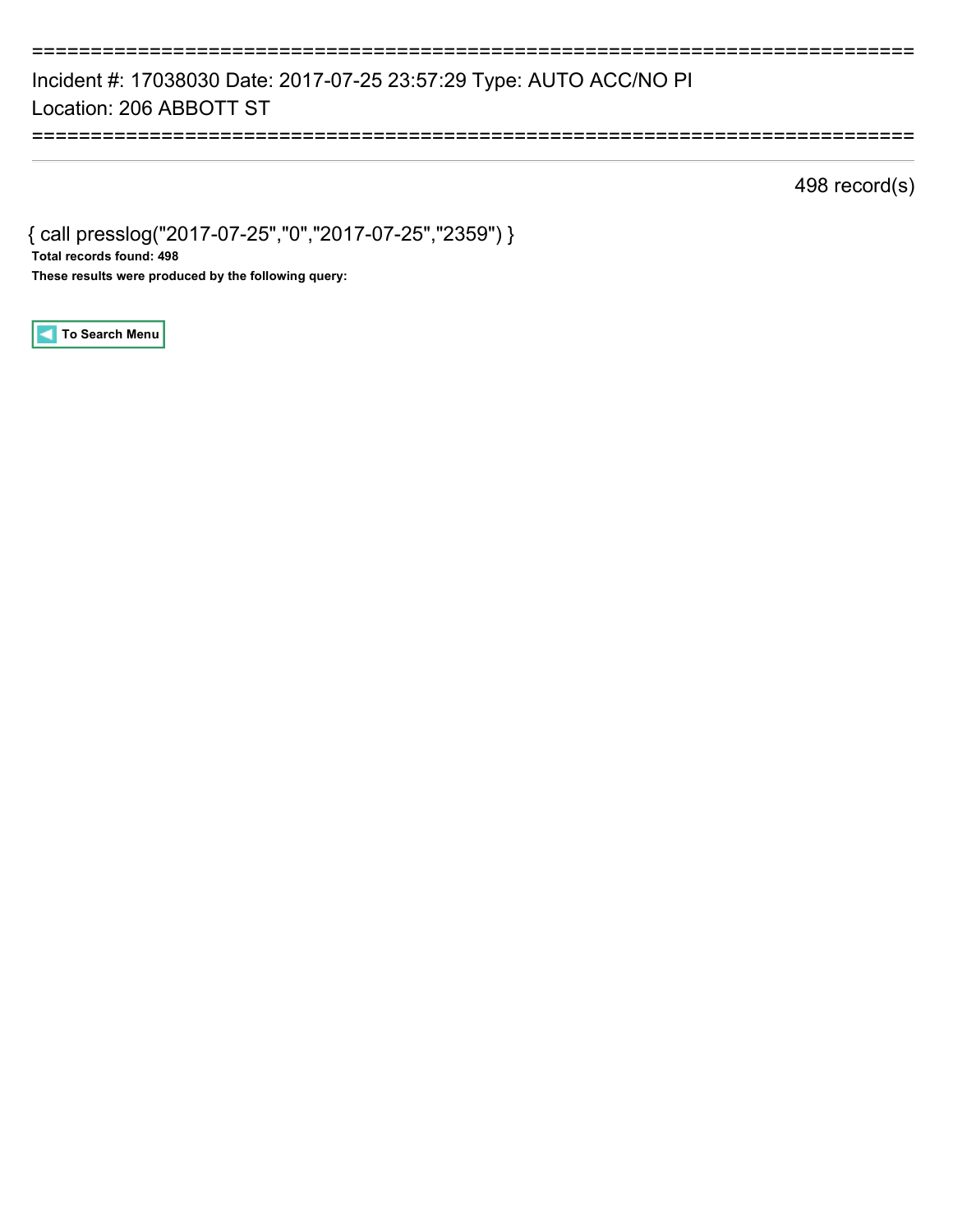==========================================================================

Incident #: 17038030 Date: 2017-07-25 23:57:29 Type: AUTO ACC/NO PI

Location: 206 ABBOTT ST

==========================================================================

---

498 record(s)

{ call presslog("2017-07-25","0","2017-07-25","2359") }

**Total records found: 498**

**These results were produced by the following query:**

**To Search Menu**